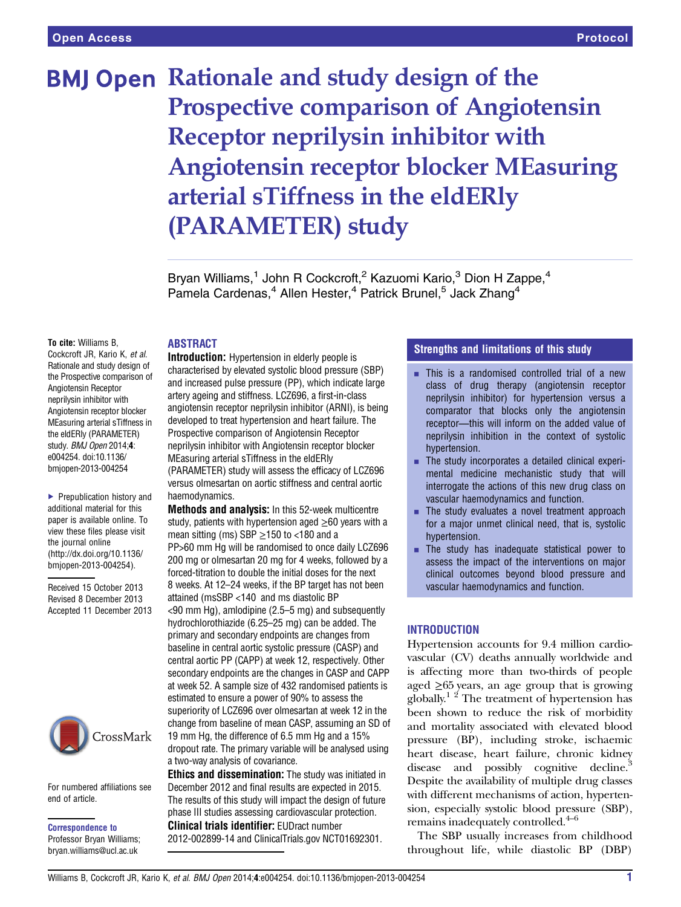Open Access | Protocol

# Rationale and study design of the Prospective comparison of Angiotensin Receptor neprilysin inhibitor with Angiotensin receptor blocker MEasuring arterial sTiffness in the eldERly (PARAMETER) study

Bryan Williams,[1] John R Cockcroft,[2] Kazuomi Kario,[3] Dion H Zappe,[4] Pamela Cardenas,[4] Allen Hester,[4] Patrick Brunel,[5] Jack Zhang[4]

**To cite:** Williams B, Cockcroft JR, Kario K, *et al.* Rationale and study design of the Prospective comparison of Angiotensin Receptor neprilysin inhibitor with Angiotensin receptor blocker MEasuring arterial sTiffness in the eldERly (PARAMETER) study. *BMJ Open* 2014;**4**: e004254. doi:10.1136/bmjopen-2013-004254

▶ Prepublication history and additional material for this paper is available online. To view these files please visit the journal online (http://dx.doi.org/10.1136/bmjopen-2013-004254).

Received 15 October 2013
Revised 8 December 2013
Accepted 11 December 2013

For numbered affiliations see end of article.

**Correspondence to**
Professor Bryan Williams; bryan.williams@ucl.ac.uk

## ABSTRACT

**Introduction:** Hypertension in elderly people is characterised by elevated systolic blood pressure (SBP) and increased pulse pressure (PP), which indicate large artery ageing and stiffness. LCZ696, a first-in-class angiotensin receptor neprilysin inhibitor (ARNI), is being developed to treat hypertension and heart failure. The Prospective comparison of Angiotensin Receptor neprilysin inhibitor with Angiotensin receptor blocker MEasuring arterial sTiffness in the eldERly (PARAMETER) study will assess the efficacy of LCZ696 versus olmesartan on aortic stiffness and central aortic haemodynamics.

**Methods and analysis:** In this 52-week multicentre study, patients with hypertension aged ≥60 years with a mean sitting (ms) SBP ≥150 to <180 and a PP>60 mm Hg will be randomised to once daily LCZ696 200 mg or olmesartan 20 mg for 4 weeks, followed by a forced-titration to double the initial doses for the next 8 weeks. At 12–24 weeks, if the BP target has not been attained (msSBP <140 and ms diastolic BP <90 mm Hg), amlodipine (2.5–5 mg) and subsequently hydrochlorothiazide (6.25–25 mg) can be added. The primary and secondary endpoints are changes from baseline in central aortic systolic pressure (CASP) and central aortic PP (CAPP) at week 12, respectively. Other secondary endpoints are the changes in CASP and CAPP at week 52. A sample size of 432 randomised patients is estimated to ensure a power of 90% to assess the superiority of LCZ696 over olmesartan at week 12 in the change from baseline of mean CASP, assuming an SD of 19 mm Hg, the difference of 6.5 mm Hg and a 15% dropout rate. The primary variable will be analysed using a two-way analysis of covariance.

**Ethics and dissemination:** The study was initiated in December 2012 and final results are expected in 2015. The results of this study will impact the design of future phase III studies assessing cardiovascular protection.

**Clinical trials identifier:** EUDract number 2012-002899-14 and ClinicalTrials.gov NCT01692301.

## Strengths and limitations of this study

- This is a randomised controlled trial of a new class of drug therapy (angiotensin receptor neprilysin inhibitor) for hypertension versus a comparator that blocks only the angiotensin receptor—this will inform on the added value of neprilysin inhibition in the context of systolic hypertension.
- The study incorporates a detailed clinical experimental medicine mechanistic study that will interrogate the actions of this new drug class on vascular haemodynamics and function.
- The study evaluates a novel treatment approach for a major unmet clinical need, that is, systolic hypertension.
- The study has inadequate statistical power to assess the impact of the interventions on major clinical outcomes beyond blood pressure and vascular haemodynamics and function.

## INTRODUCTION

Hypertension accounts for 9.4 million cardiovascular (CV) deaths annually worldwide and is affecting more than two-thirds of people aged ≥65 years, an age group that is growing globally.[1,2] The treatment of hypertension has been shown to reduce the risk of morbidity and mortality associated with elevated blood pressure (BP), including stroke, ischaemic heart disease, heart failure, chronic kidney disease and possibly cognitive decline.[3] Despite the availability of multiple drug classes with different mechanisms of action, hypertension, especially systolic blood pressure (SBP), remains inadequately controlled.[4–6]

The SBP usually increases from childhood throughout life, while diastolic BP (DBP)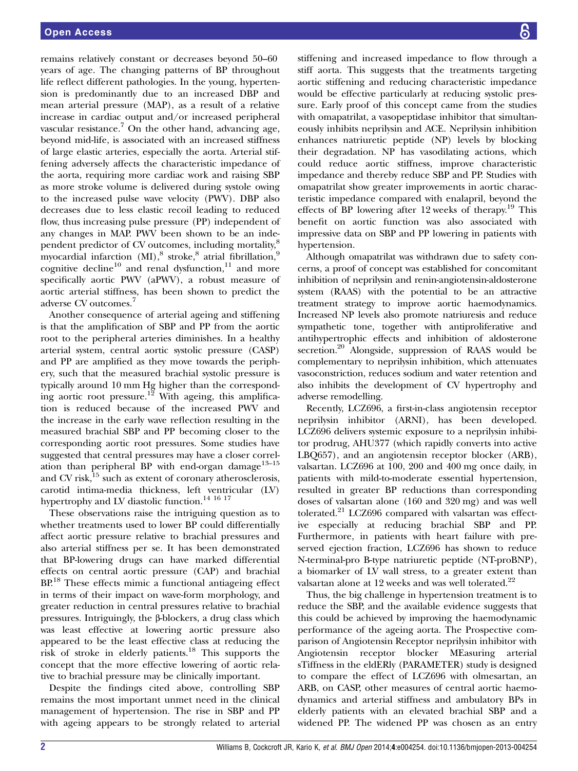remains relatively constant or decreases beyond 50–60 years of age. The changing patterns of BP throughout life reflect different pathologies. In the young, hypertension is predominantly due to an increased DBP and mean arterial pressure (MAP), as a result of a relative increase in cardiac output and/or increased peripheral vascular resistance.[7] On the other hand, advancing age, beyond mid-life, is associated with an increased stiffness of large elastic arteries, especially the aorta. Arterial stiffening adversely affects the characteristic impedance of the aorta, requiring more cardiac work and raising SBP as more stroke volume is delivered during systole owing to the increased pulse wave velocity (PWV). DBP also decreases due to less elastic recoil leading to reduced flow, thus increasing pulse pressure (PP) independent of any changes in MAP. PWV been shown to be an independent predictor of CV outcomes, including mortality,[8] myocardial infarction (MI),[8] stroke,[8] atrial fibrillation,[9] cognitive decline[10] and renal dysfunction,[11] and more specifically aortic PWV (aPWV), a robust measure of aortic arterial stiffness, has been shown to predict the adverse CV outcomes.[7]

Another consequence of arterial ageing and stiffening is that the amplification of SBP and PP from the aortic root to the peripheral arteries diminishes. In a healthy arterial system, central aortic systolic pressure (CASP) and PP are amplified as they move towards the periphery, such that the measured brachial systolic pressure is typically around 10 mm Hg higher than the corresponding aortic root pressure.[12] With ageing, this amplification is reduced because of the increased PWV and the increase in the early wave reflection resulting in the measured brachial SBP and PP becoming closer to the corresponding aortic root pressures. Some studies have suggested that central pressures may have a closer correlation than peripheral BP with end-organ damage[13–15] and CV risk,[15] such as extent of coronary atherosclerosis, carotid intima-media thickness, left ventricular (LV) hypertrophy and LV diastolic function.[14 16 17]

These observations raise the intriguing question as to whether treatments used to lower BP could differentially affect aortic pressure relative to brachial pressures and also arterial stiffness per se. It has been demonstrated that BP-lowering drugs can have marked differential effects on central aortic pressure (CAP) and brachial BP.[18] These effects mimic a functional antiageing effect in terms of their impact on wave-form morphology, and greater reduction in central pressures relative to brachial pressures. Intriguingly, the β-blockers, a drug class which was least effective at lowering aortic pressure also appeared to be the least effective class at reducing the risk of stroke in elderly patients.[18] This supports the concept that the more effective lowering of aortic relative to brachial pressure may be clinically important.

Despite the findings cited above, controlling SBP remains the most important unmet need in the clinical management of hypertension. The rise in SBP and PP with ageing appears to be strongly related to arterial stiffening and increased impedance to flow through a stiff aorta. This suggests that the treatments targeting aortic stiffening and reducing characteristic impedance would be effective particularly at reducing systolic pressure. Early proof of this concept came from the studies with omapatrilat, a vasopeptidase inhibitor that simultaneously inhibits neprilysin and ACE. Neprilysin inhibition enhances natriuretic peptide (NP) levels by blocking their degradation. NP has vasodilating actions, which could reduce aortic stiffness, improve characteristic impedance and thereby reduce SBP and PP. Studies with omapatrilat show greater improvements in aortic characteristic impedance compared with enalapril, beyond the effects of BP lowering after 12 weeks of therapy.[19] This benefit on aortic function was also associated with impressive data on SBP and PP lowering in patients with hypertension.

Although omapatrilat was withdrawn due to safety concerns, a proof of concept was established for concomitant inhibition of neprilysin and renin-angiotensin-aldosterone system (RAAS) with the potential to be an attractive treatment strategy to improve aortic haemodynamics. Increased NP levels also promote natriuresis and reduce sympathetic tone, together with antiproliferative and antihypertrophic effects and inhibition of aldosterone secretion.[20] Alongside, suppression of RAAS would be complementary to neprilysin inhibition, which attenuates vasoconstriction, reduces sodium and water retention and also inhibits the development of CV hypertrophy and adverse remodelling.

Recently, LCZ696, a first-in-class angiotensin receptor neprilysin inhibitor (ARNI), has been developed. LCZ696 delivers systemic exposure to a neprilysin inhibitor prodrug, AHU377 (which rapidly converts into active LBQ657), and an angiotensin receptor blocker (ARB), valsartan. LCZ696 at 100, 200 and 400 mg once daily, in patients with mild-to-moderate essential hypertension, resulted in greater BP reductions than corresponding doses of valsartan alone (160 and 320 mg) and was well tolerated.[21] LCZ696 compared with valsartan was effective especially at reducing brachial SBP and PP. Furthermore, in patients with heart failure with preserved ejection fraction, LCZ696 has shown to reduce N-terminal-pro B-type natriuretic peptide (NT-proBNP), a biomarker of LV wall stress, to a greater extent than valsartan alone at 12 weeks and was well tolerated.[22]

Thus, the big challenge in hypertension treatment is to reduce the SBP, and the available evidence suggests that this could be achieved by improving the haemodynamic performance of the ageing aorta. The Prospective comparison of Angiotensin Receptor neprilysin inhibitor with Angiotensin receptor blocker MEasuring arterial sTiffness in the eldERly (PARAMETER) study is designed to compare the effect of LCZ696 with olmesartan, an ARB, on CASP, other measures of central aortic haemodynamics and arterial stiffness and ambulatory BPs in elderly patients with an elevated brachial SBP and a widened PP. The widened PP was chosen as an entry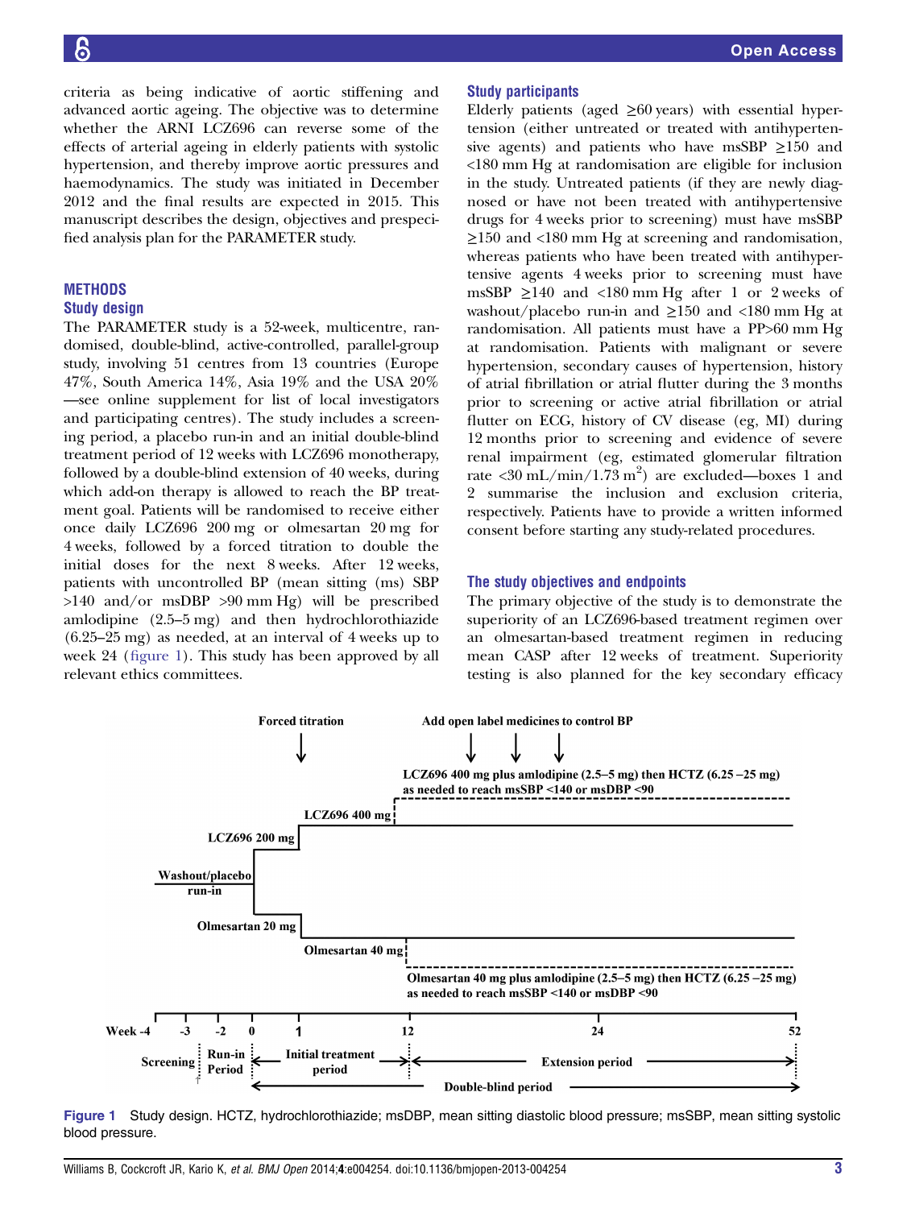criteria as being indicative of aortic stiffening and advanced aortic ageing. The objective was to determine whether the ARNI LCZ696 can reverse some of the effects of arterial ageing in elderly patients with systolic hypertension, and thereby improve aortic pressures and haemodynamics. The study was initiated in December 2012 and the final results are expected in 2015. This manuscript describes the design, objectives and prespecified analysis plan for the PARAMETER study.

## METHODS

### Study design

The PARAMETER study is a 52-week, multicentre, randomised, double-blind, active-controlled, parallel-group study, involving 51 centres from 13 countries (Europe 47%, South America 14%, Asia 19% and the USA 20% —see online supplement for list of local investigators and participating centres). The study includes a screening period, a placebo run-in and an initial double-blind treatment period of 12 weeks with LCZ696 monotherapy, followed by a double-blind extension of 40 weeks, during which add-on therapy is allowed to reach the BP treatment goal. Patients will be randomised to receive either once daily LCZ696 200 mg or olmesartan 20 mg for 4 weeks, followed by a forced titration to double the initial doses for the next 8 weeks. After 12 weeks, patients with uncontrolled BP (mean sitting (ms) SBP >140 and/or msDBP >90 mm Hg) will be prescribed amlodipine (2.5–5 mg) and then hydrochlorothiazide (6.25–25 mg) as needed, at an interval of 4 weeks up to week 24 (figure 1). This study has been approved by all relevant ethics committees.

### Study participants

Elderly patients (aged ≥60 years) with essential hypertension (either untreated or treated with antihypertensive agents) and patients who have msSBP ≥150 and <180 mm Hg at randomisation are eligible for inclusion in the study. Untreated patients (if they are newly diagnosed or have not been treated with antihypertensive drugs for 4 weeks prior to screening) must have msSBP ≥150 and <180 mm Hg at screening and randomisation, whereas patients who have been treated with antihypertensive agents 4 weeks prior to screening must have msSBP ≥140 and <180 mm Hg after 1 or 2 weeks of washout/placebo run-in and ≥150 and <180 mm Hg at randomisation. All patients must have a PP>60 mm Hg at randomisation. Patients with malignant or severe hypertension, secondary causes of hypertension, history of atrial fibrillation or atrial flutter during the 3 months prior to screening or active atrial fibrillation or atrial flutter on ECG, history of CV disease (eg, MI) during 12 months prior to screening and evidence of severe renal impairment (eg, estimated glomerular filtration rate <30 mL/min/1.73 m$^2$) are excluded—boxes 1 and 2 summarise the inclusion and exclusion criteria, respectively. Patients have to provide a written informed consent before starting any study-related procedures.

### The study objectives and endpoints

The primary objective of the study is to demonstrate the superiority of an LCZ696-based treatment regimen over an olmesartan-based treatment regimen in reducing mean CASP after 12 weeks of treatment. Superiority testing is also planned for the key secondary efficacy

Forced titration | Add open label medicines to control BP

LCZ696 400 mg plus amlodipine (2.5–5 mg) then HCTZ (6.25 –25 mg) as needed to reach msSBP <140 or msDBP <90

LCZ696 400 mg

LCZ696 200 mg

Washout/placebo run-in

Olmesartan 20 mg

Olmesartan 40 mg

Olmesartan 40 mg plus amlodipine (2.5–5 mg) then HCTZ (6.25 –25 mg) as needed to reach msSBP <140 or msDBP <90

Week -4, -3, -2, 0, 1, 12, 24, 52

Screening | Run-in Period | Initial treatment period | Extension period

Double-blind period

**Figure 1** Study design. HCTZ, hydrochlorothiazide; msDBP, mean sitting diastolic blood pressure; msSBP, mean sitting systolic blood pressure.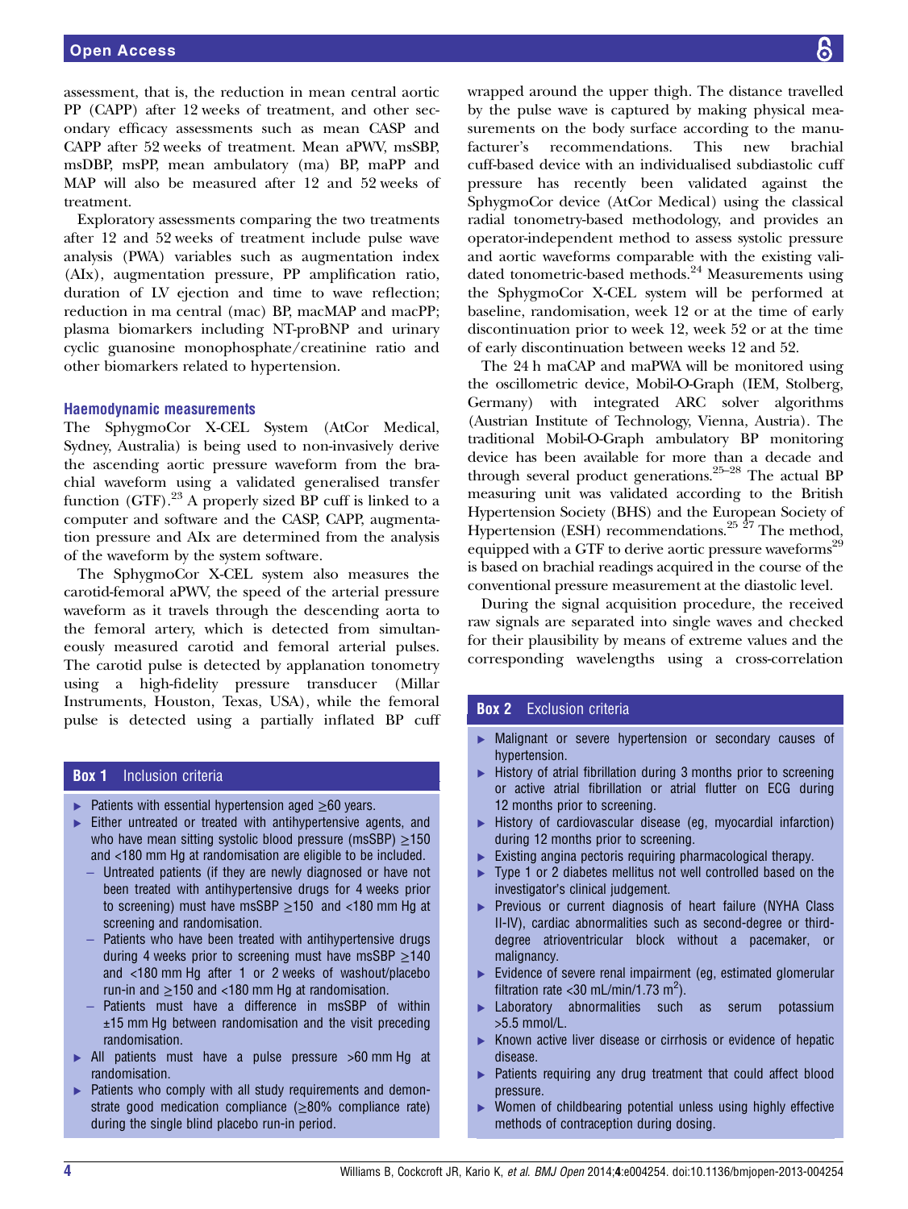assessment, that is, the reduction in mean central aortic PP (CAPP) after 12 weeks of treatment, and other secondary efficacy assessments such as mean CASP and CAPP after 52 weeks of treatment. Mean aPWV, msSBP, msDBP, msPP, mean ambulatory (ma) BP, maPP and MAP will also be measured after 12 and 52 weeks of treatment.

Exploratory assessments comparing the two treatments after 12 and 52 weeks of treatment include pulse wave analysis (PWA) variables such as augmentation index (AIx), augmentation pressure, PP amplification ratio, duration of LV ejection and time to wave reflection; reduction in ma central (mac) BP, macMAP and macPP; plasma biomarkers including NT-proBNP and urinary cyclic guanosine monophosphate/creatinine ratio and other biomarkers related to hypertension.

### Haemodynamic measurements

The SphygmoCor X-CEL System (AtCor Medical, Sydney, Australia) is being used to non-invasively derive the ascending aortic pressure waveform from the brachial waveform using a validated generalised transfer function (GTF).[23] A properly sized BP cuff is linked to a computer and software and the CASP, CAPP, augmentation pressure and AIx are determined from the analysis of the waveform by the system software.

The SphygmoCor X-CEL system also measures the carotid-femoral aPWV, the speed of the arterial pressure waveform as it travels through the descending aorta to the femoral artery, which is detected from simultaneously measured carotid and femoral arterial pulses. The carotid pulse is detected by applanation tonometry using a high-fidelity pressure transducer (Millar Instruments, Houston, Texas, USA), while the femoral pulse is detected using a partially inflated BP cuff wrapped around the upper thigh. The distance travelled by the pulse wave is captured by making physical measurements on the body surface according to the manufacturer's recommendations. This new brachial cuff-based device with an individualised subdiastolic cuff pressure has recently been validated against the SphygmoCor device (AtCor Medical) using the classical radial tonometry-based methodology, and provides an operator-independent method to assess systolic pressure and aortic waveforms comparable with the existing validated tonometric-based methods.[24] Measurements using the SphygmoCor X-CEL system will be performed at baseline, randomisation, week 12 or at the time of early discontinuation prior to week 12, week 52 or at the time of early discontinuation between weeks 12 and 52.

The 24 h maCAP and maPWA will be monitored using the oscillometric device, Mobil-O-Graph (IEM, Stolberg, Germany) with integrated ARC solver algorithms (Austrian Institute of Technology, Vienna, Austria). The traditional Mobil-O-Graph ambulatory BP monitoring device has been available for more than a decade and through several product generations.[25–28] The actual BP measuring unit was validated according to the British Hypertension Society (BHS) and the European Society of Hypertension (ESH) recommendations.[25 27] The method, equipped with a GTF to derive aortic pressure waveforms[29] is based on brachial readings acquired in the course of the conventional pressure measurement at the diastolic level.

During the signal acquisition procedure, the received raw signals are separated into single waves and checked for their plausibility by means of extreme values and the corresponding wavelengths using a cross-correlation

**Box 1 Inclusion criteria**

- Patients with essential hypertension aged ≥60 years.
- Either untreated or treated with antihypertensive agents, and who have mean sitting systolic blood pressure (msSBP) ≥150 and <180 mm Hg at randomisation are eligible to be included.
  - Untreated patients (if they are newly diagnosed or have not been treated with antihypertensive drugs for 4 weeks prior to screening) must have msSBP ≥150 and <180 mm Hg at screening and randomisation.
  - Patients who have been treated with antihypertensive drugs during 4 weeks prior to screening must have msSBP ≥140 and <180 mm Hg after 1 or 2 weeks of washout/placebo run-in and ≥150 and <180 mm Hg at randomisation.
  - Patients must have a difference in msSBP of within ±15 mm Hg between randomisation and the visit preceding randomisation.
- All patients must have a pulse pressure >60 mm Hg at randomisation.
- Patients who comply with all study requirements and demonstrate good medication compliance (≥80% compliance rate) during the single blind placebo run-in period.

**Box 2 Exclusion criteria**

- Malignant or severe hypertension or secondary causes of hypertension.
- History of atrial fibrillation during 3 months prior to screening or active atrial fibrillation or atrial flutter on ECG during 12 months prior to screening.
- History of cardiovascular disease (eg, myocardial infarction) during 12 months prior to screening.
- Existing angina pectoris requiring pharmacological therapy.
- Type 1 or 2 diabetes mellitus not well controlled based on the investigator's clinical judgement.
- Previous or current diagnosis of heart failure (NYHA Class II-IV), cardiac abnormalities such as second-degree or third-degree atrioventricular block without a pacemaker, or malignancy.
- Evidence of severe renal impairment (eg, estimated glomerular filtration rate <30 mL/min/1.73 m$^2$).
- Laboratory abnormalities such as serum potassium >5.5 mmol/L.
- Known active liver disease or cirrhosis or evidence of hepatic disease.
- Patients requiring any drug treatment that could affect blood pressure.
- Women of childbearing potential unless using highly effective methods of contraception during dosing.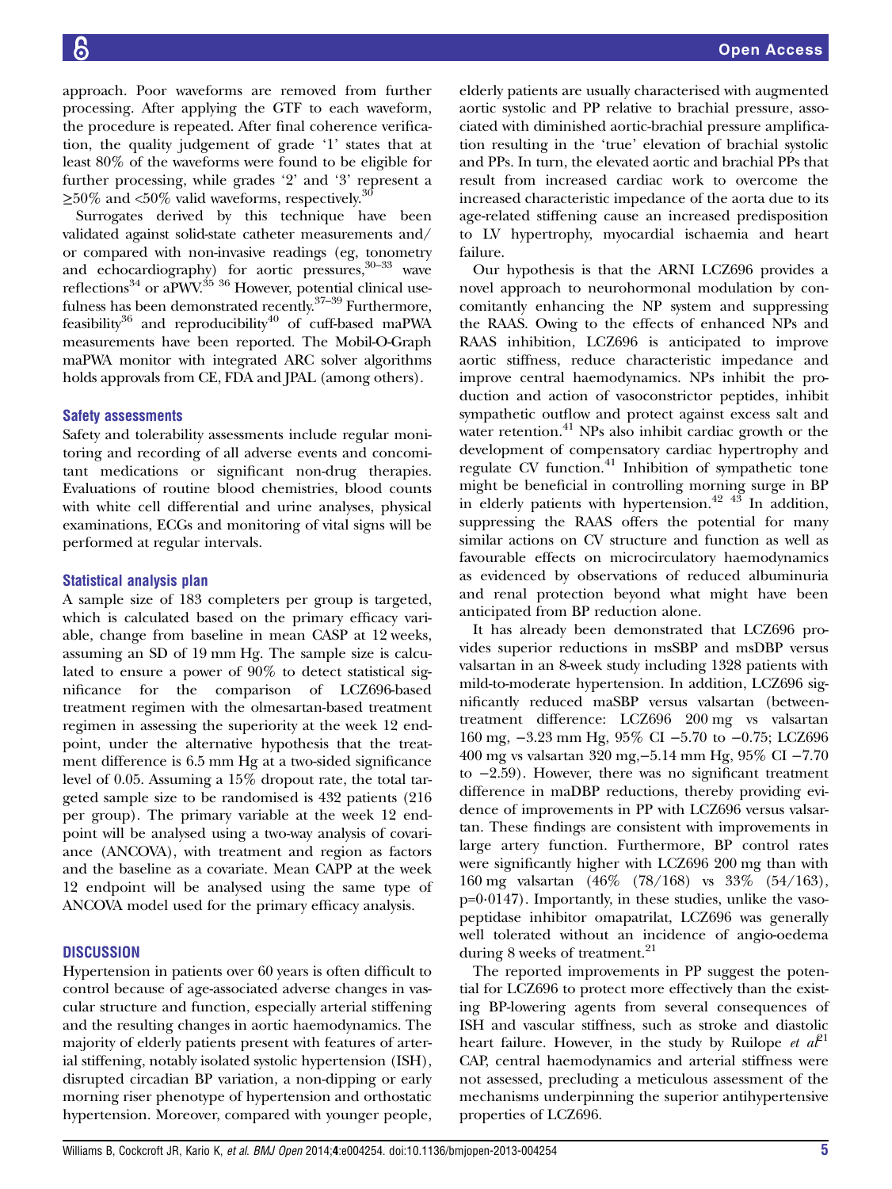approach. Poor waveforms are removed from further processing. After applying the GTF to each waveform, the procedure is repeated. After final coherence verification, the quality judgement of grade '1' states that at least 80% of the waveforms were found to be eligible for further processing, while grades '2' and '3' represent a ≥50% and <50% valid waveforms, respectively.[30]

Surrogates derived by this technique have been validated against solid-state catheter measurements and/or compared with non-invasive readings (eg, tonometry and echocardiography) for aortic pressures,[30–33] wave reflections[34] or aPWV.[35 36] However, potential clinical usefulness has been demonstrated recently.[37–39] Furthermore, feasibility[36] and reproducibility[40] of cuff-based maPWA measurements have been reported. The Mobil-O-Graph maPWA monitor with integrated ARC solver algorithms holds approvals from CE, FDA and JPAL (among others).

### Safety assessments

Safety and tolerability assessments include regular monitoring and recording of all adverse events and concomitant medications or significant non-drug therapies. Evaluations of routine blood chemistries, blood counts with white cell differential and urine analyses, physical examinations, ECGs and monitoring of vital signs will be performed at regular intervals.

### Statistical analysis plan

A sample size of 183 completers per group is targeted, which is calculated based on the primary efficacy variable, change from baseline in mean CASP at 12 weeks, assuming an SD of 19 mm Hg. The sample size is calculated to ensure a power of 90% to detect statistical significance for the comparison of LCZ696-based treatment regimen with the olmesartan-based treatment regimen in assessing the superiority at the week 12 endpoint, under the alternative hypothesis that the treatment difference is 6.5 mm Hg at a two-sided significance level of 0.05. Assuming a 15% dropout rate, the total targeted sample size to be randomised is 432 patients (216 per group). The primary variable at the week 12 endpoint will be analysed using a two-way analysis of covariance (ANCOVA), with treatment and region as factors and the baseline as a covariate. Mean CAPP at the week 12 endpoint will be analysed using the same type of ANCOVA model used for the primary efficacy analysis.

## DISCUSSION

Hypertension in patients over 60 years is often difficult to control because of age-associated adverse changes in vascular structure and function, especially arterial stiffening and the resulting changes in arterial haemodynamics. The majority of elderly patients present with features of arterial stiffening, notably isolated systolic hypertension (ISH), disrupted circadian BP variation, a non-dipping or early morning riser phenotype of hypertension and orthostatic hypertension. Moreover, compared with younger people, elderly patients are usually characterised with augmented aortic systolic and PP relative to brachial pressure, associated with diminished aortic-brachial pressure amplification resulting in the 'true' elevation of brachial systolic and PPs. In turn, the elevated aortic and brachial PPs that result from increased cardiac work to overcome the increased characteristic impedance of the aorta due to its age-related stiffening cause an increased predisposition to LV hypertrophy, myocardial ischaemia and heart failure.

Our hypothesis is that the ARNI LCZ696 provides a novel approach to neurohormonal modulation by concomitantly enhancing the NP system and suppressing the RAAS. Owing to the effects of enhanced NPs and RAAS inhibition, LCZ696 is anticipated to improve aortic stiffness, reduce characteristic impedance and improve central haemodynamics. NPs inhibit the production and action of vasoconstrictor peptides, inhibit sympathetic outflow and protect against excess salt and water retention.[41] NPs also inhibit cardiac growth or the development of compensatory cardiac hypertrophy and regulate CV function.[41] Inhibition of sympathetic tone might be beneficial in controlling morning surge in BP in elderly patients with hypertension.[42 43] In addition, suppressing the RAAS offers the potential for many similar actions on CV structure and function as well as favourable effects on microcirculatory haemodynamics as evidenced by observations of reduced albuminuria and renal protection beyond what might have been anticipated from BP reduction alone.

It has already been demonstrated that LCZ696 provides superior reductions in msSBP and msDBP versus valsartan in an 8-week study including 1328 patients with mild-to-moderate hypertension. In addition, LCZ696 significantly reduced maSBP versus valsartan (between-treatment difference: LCZ696 200 mg vs valsartan 160 mg, −3.23 mm Hg, 95% CI −5.70 to −0.75; LCZ696 400 mg vs valsartan 320 mg, −5.14 mm Hg, 95% CI −7.70 to −2.59). However, there was no significant treatment difference in maDBP reductions, thereby providing evidence of improvements in PP with LCZ696 versus valsartan. These findings are consistent with improvements in large artery function. Furthermore, BP control rates were significantly higher with LCZ696 200 mg than with 160 mg valsartan (46% (78/168) vs 33% (54/163), p=0·0147). Importantly, in these studies, unlike the vasopeptidase inhibitor omapatrilat, LCZ696 was generally well tolerated without an incidence of angio-oedema during 8 weeks of treatment.[21]

The reported improvements in PP suggest the potential for LCZ696 to protect more effectively than the existing BP-lowering agents from several consequences of ISH and vascular stiffness, such as stroke and diastolic heart failure. However, in the study by Ruilope *et al*[21] CAP, central haemodynamics and arterial stiffness were not assessed, precluding a meticulous assessment of the mechanisms underpinning the superior antihypertensive properties of LCZ696.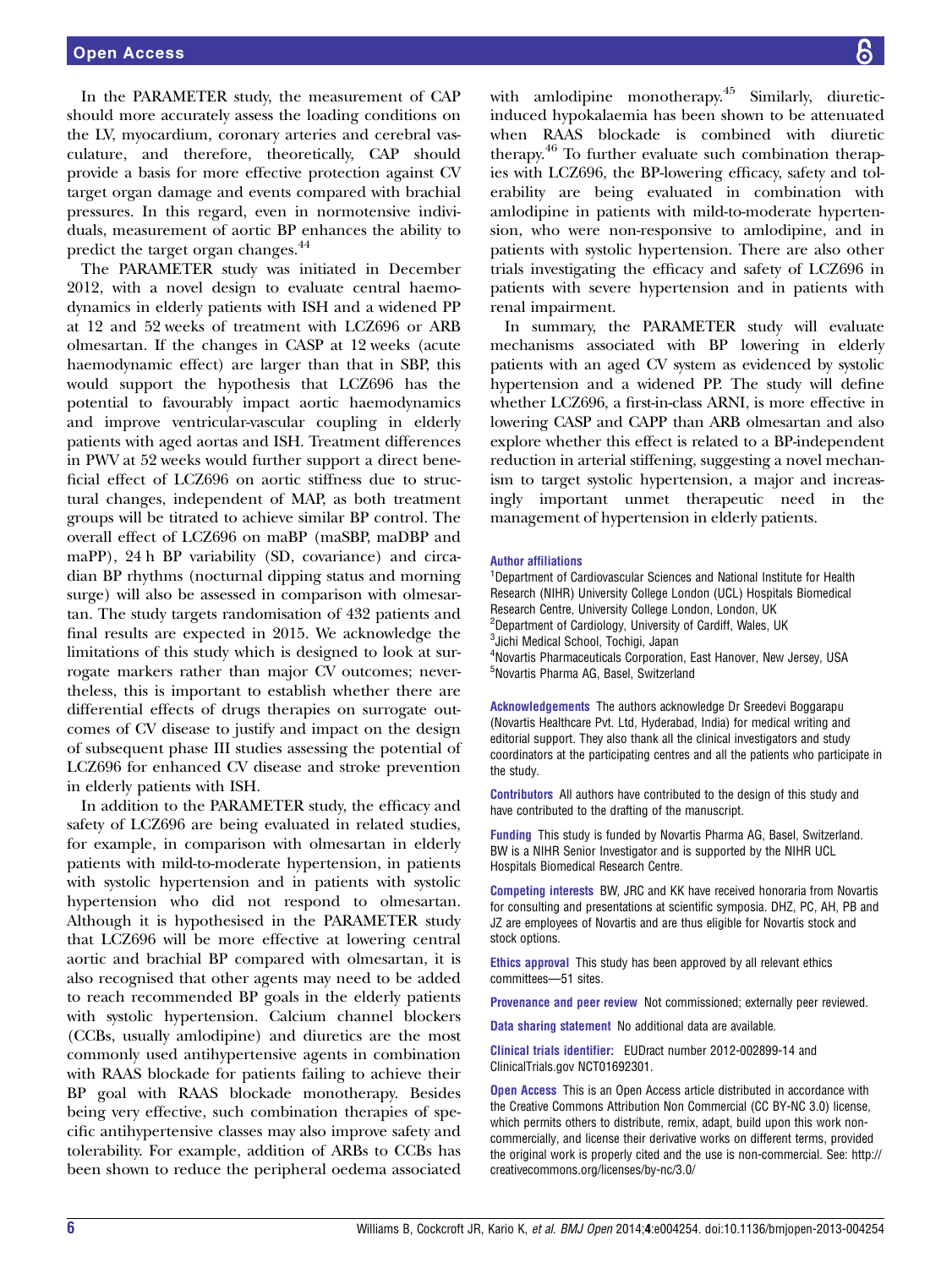In the PARAMETER study, the measurement of CAP should more accurately assess the loading conditions on the LV, myocardium, coronary arteries and cerebral vasculature, and therefore, theoretically, CAP should provide a basis for more effective protection against CV target organ damage and events compared with brachial pressures. In this regard, even in normotensive individuals, measurement of aortic BP enhances the ability to predict the target organ changes.[44]

The PARAMETER study was initiated in December 2012, with a novel design to evaluate central haemodynamics in elderly patients with ISH and a widened PP at 12 and 52 weeks of treatment with LCZ696 or ARB olmesartan. If the changes in CASP at 12 weeks (acute haemodynamic effect) are larger than that in SBP, this would support the hypothesis that LCZ696 has the potential to favourably impact aortic haemodynamics and improve ventricular-vascular coupling in elderly patients with aged aortas and ISH. Treatment differences in PWV at 52 weeks would further support a direct beneficial effect of LCZ696 on aortic stiffness due to structural changes, independent of MAP, as both treatment groups will be titrated to achieve similar BP control. The overall effect of LCZ696 on maBP (maSBP, maDBP and maPP), 24 h BP variability (SD, covariance) and circadian BP rhythms (nocturnal dipping status and morning surge) will also be assessed in comparison with olmesartan. The study targets randomisation of 432 patients and final results are expected in 2015. We acknowledge the limitations of this study which is designed to look at surrogate markers rather than major CV outcomes; nevertheless, this is important to establish whether there are differential effects of drugs therapies on surrogate outcomes of CV disease to justify and impact on the design of subsequent phase III studies assessing the potential of LCZ696 for enhanced CV disease and stroke prevention in elderly patients with ISH.

In addition to the PARAMETER study, the efficacy and safety of LCZ696 are being evaluated in related studies, for example, in comparison with olmesartan in elderly patients with mild-to-moderate hypertension, in patients with systolic hypertension and in patients with systolic hypertension who did not respond to olmesartan. Although it is hypothesised in the PARAMETER study that LCZ696 will be more effective at lowering central aortic and brachial BP compared with olmesartan, it is also recognised that other agents may need to be added to reach recommended BP goals in the elderly patients with systolic hypertension. Calcium channel blockers (CCBs, usually amlodipine) and diuretics are the most commonly used antihypertensive agents in combination with RAAS blockade for patients failing to achieve their BP goal with RAAS blockade monotherapy. Besides being very effective, such combination therapies of specific antihypertensive classes may also improve safety and tolerability. For example, addition of ARBs to CCBs has been shown to reduce the peripheral oedema associated with amlodipine monotherapy.[45] Similarly, diuretic-induced hypokalaemia has been shown to be attenuated when RAAS blockade is combined with diuretic therapy.[46] To further evaluate such combination therapies with LCZ696, the BP-lowering efficacy, safety and tolerability are being evaluated in combination with amlodipine in patients with mild-to-moderate hypertension, who were non-responsive to amlodipine, and in patients with systolic hypertension. There are also other trials investigating the efficacy and safety of LCZ696 in patients with severe hypertension and in patients with renal impairment.

In summary, the PARAMETER study will evaluate mechanisms associated with BP lowering in elderly patients with an aged CV system as evidenced by systolic hypertension and a widened PP. The study will define whether LCZ696, a first-in-class ARNI, is more effective in lowering CASP and CAPP than ARB olmesartan and also explore whether this effect is related to a BP-independent reduction in arterial stiffening, suggesting a novel mechanism to target systolic hypertension, a major and increasingly important unmet therapeutic need in the management of hypertension in elderly patients.

**Author affiliations**
[1]Department of Cardiovascular Sciences and National Institute for Health Research (NIHR) University College London (UCL) Hospitals Biomedical Research Centre, University College London, London, UK
[2]Department of Cardiology, University of Cardiff, Wales, UK
[3]Jichi Medical School, Tochigi, Japan
[4]Novartis Pharmaceuticals Corporation, East Hanover, New Jersey, USA
[5]Novartis Pharma AG, Basel, Switzerland

**Acknowledgements** The authors acknowledge Dr Sreedevi Boggarapu (Novartis Healthcare Pvt. Ltd, Hyderabad, India) for medical writing and editorial support. They also thank all the clinical investigators and study coordinators at the participating centres and all the patients who participate in the study.

**Contributors** All authors have contributed to the design of this study and have contributed to the drafting of the manuscript.

**Funding** This study is funded by Novartis Pharma AG, Basel, Switzerland. BW is a NIHR Senior Investigator and is supported by the NIHR UCL Hospitals Biomedical Research Centre.

**Competing interests** BW, JRC and KK have received honoraria from Novartis for consulting and presentations at scientific symposia. DHZ, PC, AH, PB and JZ are employees of Novartis and are thus eligible for Novartis stock and stock options.

**Ethics approval** This study has been approved by all relevant ethics committees—51 sites.

**Provenance and peer review** Not commissioned; externally peer reviewed.

**Data sharing statement** No additional data are available.

**Clinical trials identifier:** EUDract number 2012-002899-14 and ClinicalTrials.gov NCT01692301.

**Open Access** This is an Open Access article distributed in accordance with the Creative Commons Attribution Non Commercial (CC BY-NC 3.0) license, which permits others to distribute, remix, adapt, build upon this work non-commercially, and license their derivative works on different terms, provided the original work is properly cited and the use is non-commercial. See: http://creativecommons.org/licenses/by-nc/3.0/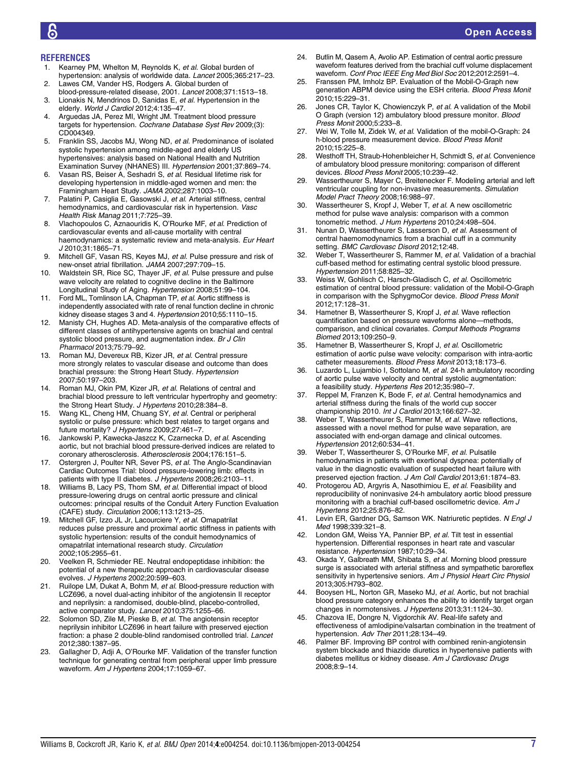## REFERENCES

1. Kearney PM, Whelton M, Reynolds K, *et al*. Global burden of hypertension: analysis of worldwide data. *Lancet* 2005;365:217–23.
2. Lawes CM, Vander HS, Rodgers A. Global burden of blood-pressure-related disease, 2001. *Lancet* 2008;371:1513–18.
3. Lionakis N, Mendrinos D, Sanidas E, *et al*. Hypertension in the elderly. *World J Cardiol* 2012;4:135–47.
4. Arguedas JA, Perez MI, Wright JM. Treatment blood pressure targets for hypertension. *Cochrane Database Syst Rev* 2009;(3): CD004349.
5. Franklin SS, Jacobs MJ, Wong ND, *et al*. Predominance of isolated systolic hypertension among middle-aged and elderly US hypertensives: analysis based on National Health and Nutrition Examination Survey (NHANES) III. *Hypertension* 2001;37:869–74.
6. Vasan RS, Beiser A, Seshadri S, *et al*. Residual lifetime risk for developing hypertension in middle-aged women and men: the Framingham Heart Study. *JAMA* 2002;287:1003–10.
7. Palatini P, Casiglia E, Gasowski J, *et al*. Arterial stiffness, central hemodynamics, and cardiovascular risk in hypertension. *Vasc Health Risk Manag* 2011;7:725–39.
8. Vlachopoulos C, Aznaouridis K, O'Rourke MF, *et al*. Prediction of cardiovascular events and all-cause mortality with central haemodynamics: a systematic review and meta-analysis. *Eur Heart J* 2010;31:1865–71.
9. Mitchell GF, Vasan RS, Keyes MJ, *et al*. Pulse pressure and risk of new-onset atrial fibrillation. *JAMA* 2007;297:709–15.
10. Waldstein SR, Rice SC, Thayer JF, *et al*. Pulse pressure and pulse wave velocity are related to cognitive decline in the Baltimore Longitudinal Study of Aging. *Hypertension* 2008;51:99–104.
11. Ford ML, Tomlinson LA, Chapman TP, *et al*. Aortic stiffness is independently associated with rate of renal function decline in chronic kidney disease stages 3 and 4. *Hypertension* 2010;55:1110–15.
12. Manisty CH, Hughes AD. Meta-analysis of the comparative effects of different classes of antihypertensive agents on brachial and central systolic blood pressure, and augmentation index. *Br J Clin Pharmacol* 2013;75:79–92.
13. Roman MJ, Devereux RB, Kizer JR, *et al*. Central pressure more strongly relates to vascular disease and outcome than does brachial pressure: the Strong Heart Study. *Hypertension* 2007;50:197–203.
14. Roman MJ, Okin PM, Kizer JR, *et al*. Relations of central and brachial blood pressure to left ventricular hypertrophy and geometry: the Strong Heart Study. *J Hypertens* 2010;28:384–8.
15. Wang KL, Cheng HM, Chuang SY, *et al*. Central or peripheral systolic or pulse pressure: which best relates to target organs and future mortality? *J Hypertens* 2009;27:461–7.
16. Jankowski P, Kawecka-Jaszcz K, Czarnecka D, *et al*. Ascending aortic, but not brachial blood pressure-derived indices are related to coronary atherosclerosis. *Atherosclerosis* 2004;176:151–5.
17. Ostergren J, Poulter NR, Sever PS, *et al*. The Anglo-Scandinavian Cardiac Outcomes Trial: blood pressure-lowering limb: effects in patients with type II diabetes. *J Hypertens* 2008;26:2103–11.
18. Williams B, Lacy PS, Thom SM, *et al*. Differential impact of blood pressure-lowering drugs on central aortic pressure and clinical outcomes: principal results of the Conduit Artery Function Evaluation (CAFE) study. *Circulation* 2006;113:1213–25.
19. Mitchell GF, Izzo JL Jr, Lacourciere Y, *et al*. Omapatrilat reduces pulse pressure and proximal aortic stiffness in patients with systolic hypertension: results of the conduit hemodynamics of omapatrilat international research study. *Circulation* 2002;105:2955–61.
20. Veelken R, Schmieder RE. Neutral endopeptidase inhibition: the potential of a new therapeutic approach in cardiovascular disease evolves. *J Hypertens* 2002;20:599–603.
21. Ruilope LM, Dukat A, Bohm M, *et al*. Blood-pressure reduction with LCZ696, a novel dual-acting inhibitor of the angiotensin II receptor and neprilysin: a randomised, double-blind, placebo-controlled, active comparator study. *Lancet* 2010;375:1255–66.
22. Solomon SD, Zile M, Pieske B, *et al*. The angiotensin receptor neprilysin inhibitor LCZ696 in heart failure with preserved ejection fraction: a phase 2 double-blind randomised controlled trial. *Lancet* 2012;380:1387–95.
23. Gallagher D, Adji A, O'Rourke MF. Validation of the transfer function technique for generating central from peripheral upper limb pressure waveform. *Am J Hypertens* 2004;17:1059–67.
24. Butlin M, Qasem A, Avolio AP. Estimation of central aortic pressure waveform features derived from the brachial cuff volume displacement waveform. *Conf Proc IEEE Eng Med Biol Soc* 2012;2012:2591–4.
25. Franssen PM, Imholz BP. Evaluation of the Mobil-O-Graph new generation ABPM device using the ESH criteria. *Blood Press Monit* 2010;15:229–31.
26. Jones CR, Taylor K, Chowienczyk P, *et al*. A validation of the Mobil O Graph (version 12) ambulatory blood pressure monitor. *Blood Press Monit* 2000;5:233–8.
27. Wei W, Tolle M, Zidek W, *et al*. Validation of the mobil-O-Graph: 24 h-blood pressure measurement device. *Blood Press Monit* 2010;15:225–8.
28. Westhoff TH, Straub-Hohenbleicher H, Schmidt S, *et al*. Convenience of ambulatory blood pressure monitoring: comparison of different devices. *Blood Press Monit* 2005;10:239–42.
29. Wassertheurer S, Mayer C, Breitenecker F. Modeling arterial and left ventricular coupling for non-invasive measurements. *Simulation Model Pract Theory* 2008;16:988–97.
30. Wassertheurer S, Kropf J, Weber T, *et al*. A new oscillometric method for pulse wave analysis: comparison with a common tonometric method. *J Hum Hypertens* 2010;24:498–504.
31. Nunan D, Wassertheurer S, Lasserson D, *et al*. Assessment of central haemodynamics from a brachial cuff in a community setting. *BMC Cardiovasc Disord* 2012;12:48.
32. Weber T, Wassertheurer S, Rammer M, *et al*. Validation of a brachial cuff-based method for estimating central systolic blood pressure. *Hypertension* 2011;58:825–32.
33. Weiss W, Gohlisch C, Harsch-Gladisch C, *et al*. Oscillometric estimation of central blood pressure: validation of the Mobil-O-Graph in comparison with the SphygmoCor device. *Blood Press Monit* 2012;17:128–31.
34. Hametner B, Wassertheurer S, Kropf J, *et al*. Wave reflection quantification based on pressure waveforms alone—methods, comparison, and clinical covariates. *Comput Methods Programs Biomed* 2013;109:250–9.
35. Hametner B, Wassertheurer S, Kropf J, *et al*. Oscillometric estimation of aortic pulse wave velocity: comparison with intra-aortic catheter measurements. *Blood Press Monit* 2013;18:173–6.
36. Luzardo L, Lujambio I, Sottolano M, *et al*. 24-h ambulatory recording of aortic pulse wave velocity and central systolic augmentation: a feasibility study. *Hypertens Res* 2012;35:980–7.
37. Reppel M, Franzen K, Bode F, *et al*. Central hemodynamics and arterial stiffness during the finals of the world cup soccer championship 2010. *Int J Cardiol* 2013;166:627–32.
38. Weber T, Wassertheurer S, Rammer M, *et al*. Wave reflections, assessed with a novel method for pulse wave separation, are associated with end-organ damage and clinical outcomes. *Hypertension* 2012;60:534–41.
39. Weber T, Wassertheurer S, O'Rourke MF, *et al*. Pulsatile hemodynamics in patients with exertional dyspnea: potentially of value in the diagnostic evaluation of suspected heart failure with preserved ejection fraction. *J Am Coll Cardiol* 2013;61:1874–83.
40. Protogerou AD, Argyris A, Nasothimiou E, *et al*. Feasibility and reproducibility of noninvasive 24-h ambulatory aortic blood pressure monitoring with a brachial cuff-based oscillometric device. *Am J Hypertens* 2012;25:876–82.
41. Levin ER, Gardner DG, Samson WK. Natriuretic peptides. *N Engl J Med* 1998;339:321–8.
42. London GM, Weiss YA, Pannier BP, *et al*. Tilt test in essential hypertension. Differential responses in heart rate and vascular resistance. *Hypertension* 1987;10:29–34.
43. Okada Y, Galbreath MM, Shibata S, *et al*. Morning blood pressure surge is associated with arterial stiffness and sympathetic baroreflex sensitivity in hypertensive seniors. *Am J Physiol Heart Circ Physiol* 2013;305:H793–802.
44. Booysen HL, Norton GR, Maseko MJ, *et al*. Aortic, but not brachial blood pressure category enhances the ability to identify target organ changes in normotensives. *J Hypertens* 2013;31:1124–30.
45. Chazova IE, Dongre N, Vigdorchik AV. Real-life safety and effectiveness of amlodipine/valsartan combination in the treatment of hypertension. *Adv Ther* 2011;28:134–49.
46. Palmer BF. Improving BP control with combined renin-angiotensin system blockade and thiazide diuretics in hypertensive patients with diabetes mellitus or kidney disease. *Am J Cardiovasc Drugs* 2008;8:9–14.